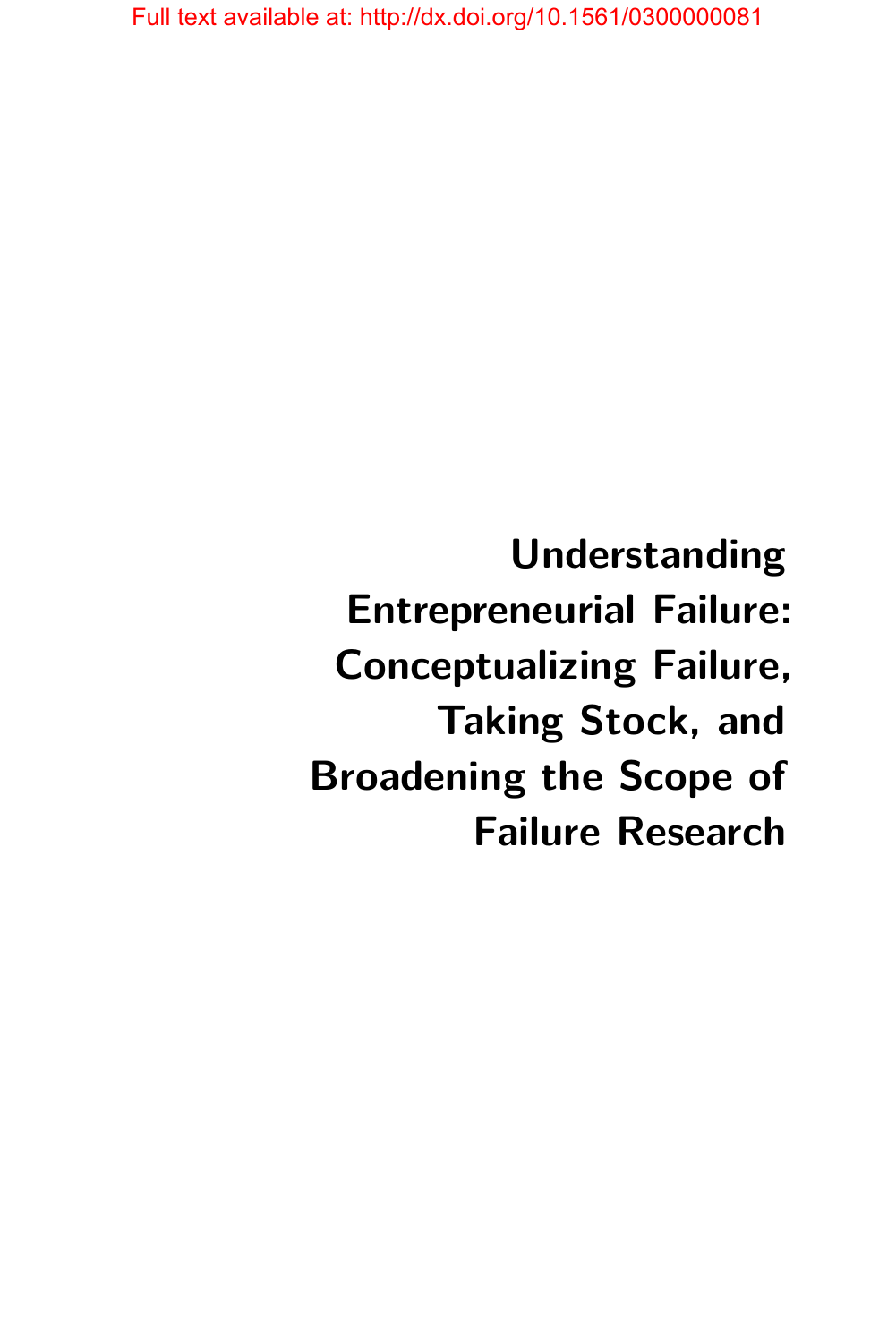Full text available at: http://dx.doi.org/10.1561/0300000081

# Understanding Entrepreneurial Failure: Conceptualizing Failure, Taking Stock, and Broadening the Scope of Failure Research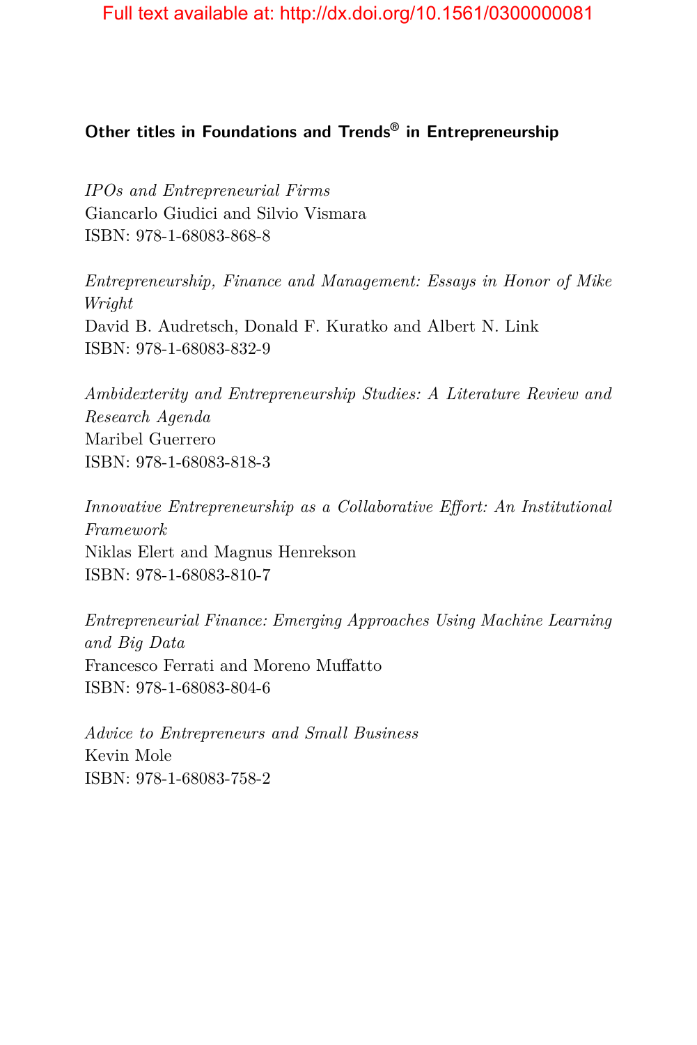**Other titles in Foundations and Trends® in Entrepreneurship**

*IPOs and Entrepreneurial Firms*
Giancarlo Giudici and Silvio Vismara
ISBN: 978-1-68083-868-8

*Entrepreneurship, Finance and Management: Essays in Honor of Mike Wright*
David B. Audretsch, Donald F. Kuratko and Albert N. Link
ISBN: 978-1-68083-832-9

*Ambidexterity and Entrepreneurship Studies: A Literature Review and Research Agenda*
Maribel Guerrero
ISBN: 978-1-68083-818-3

*Innovative Entrepreneurship as a Collaborative Effort: An Institutional Framework*
Niklas Elert and Magnus Henrekson
ISBN: 978-1-68083-810-7

*Entrepreneurial Finance: Emerging Approaches Using Machine Learning and Big Data*
Francesco Ferrati and Moreno Muffatto
ISBN: 978-1-68083-804-6

*Advice to Entrepreneurs and Small Business*
Kevin Mole
ISBN: 978-1-68083-758-2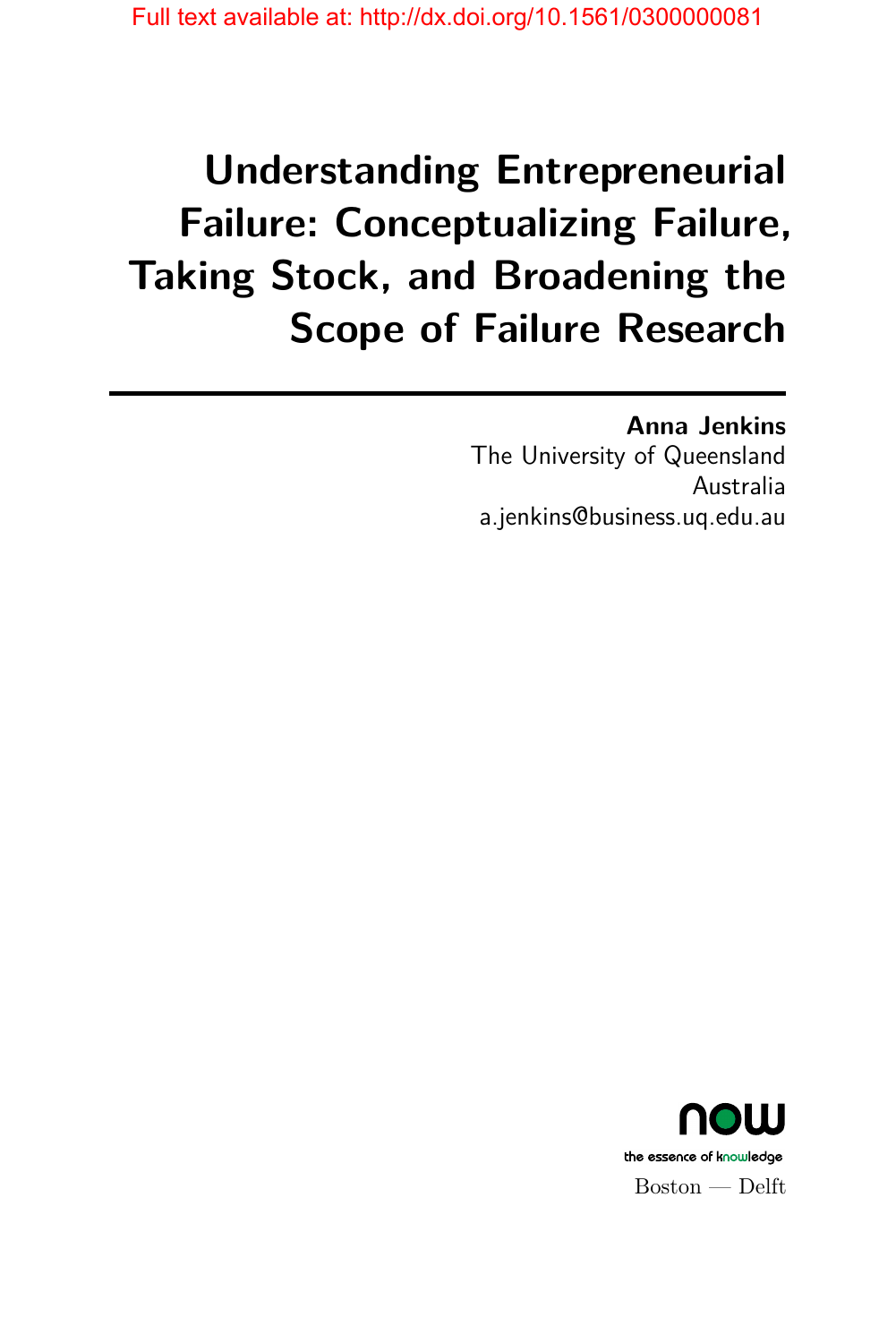# Understanding Entrepreneurial Failure: Conceptualizing Failure, Taking Stock, and Broadening the Scope of Failure Research

**Anna Jenkins**
The University of Queensland
Australia
a.jenkins@business.uq.edu.au

now
the essence of knowledge
Boston — Delft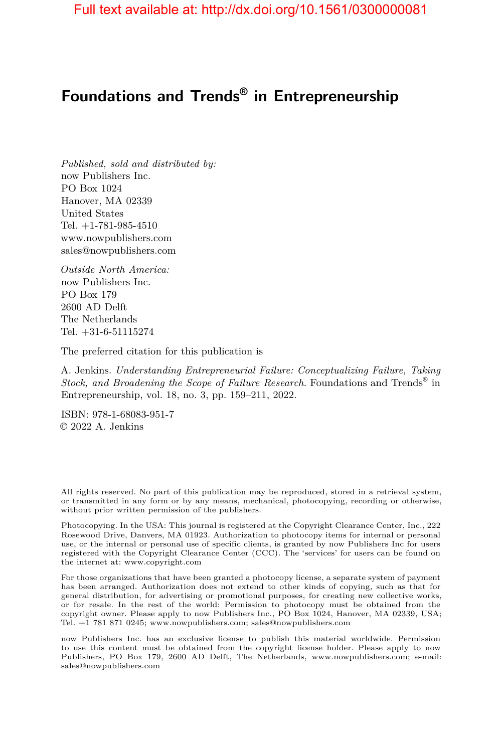Full text available at: http://dx.doi.org/10.1561/0300000081

# Foundations and Trends® in Entrepreneurship

*Published, sold and distributed by:*
now Publishers Inc.
PO Box 1024
Hanover, MA 02339
United States
Tel. +1-781-985-4510
www.nowpublishers.com
sales@nowpublishers.com

*Outside North America:*
now Publishers Inc.
PO Box 179
2600 AD Delft
The Netherlands
Tel. +31-6-51115274

The preferred citation for this publication is

A. Jenkins. *Understanding Entrepreneurial Failure: Conceptualizing Failure, Taking Stock, and Broadening the Scope of Failure Research*. Foundations and Trends® in Entrepreneurship, vol. 18, no. 3, pp. 159–211, 2022.

ISBN: 978-1-68083-951-7
© 2022 A. Jenkins

All rights reserved. No part of this publication may be reproduced, stored in a retrieval system, or transmitted in any form or by any means, mechanical, photocopying, recording or otherwise, without prior written permission of the publishers.

Photocopying. In the USA: This journal is registered at the Copyright Clearance Center, Inc., 222 Rosewood Drive, Danvers, MA 01923. Authorization to photocopy items for internal or personal use, or the internal or personal use of specific clients, is granted by now Publishers Inc for users registered with the Copyright Clearance Center (CCC). The 'services' for users can be found on the internet at: www.copyright.com

For those organizations that have been granted a photocopy license, a separate system of payment has been arranged. Authorization does not extend to other kinds of copying, such as that for general distribution, for advertising or promotional purposes, for creating new collective works, or for resale. In the rest of the world: Permission to photocopy must be obtained from the copyright owner. Please apply to now Publishers Inc., PO Box 1024, Hanover, MA 02339, USA; Tel. +1 781 871 0245; www.nowpublishers.com; sales@nowpublishers.com

now Publishers Inc. has an exclusive license to publish this material worldwide. Permission to use this content must be obtained from the copyright license holder. Please apply to now Publishers, PO Box 179, 2600 AD Delft, The Netherlands, www.nowpublishers.com; e-mail: sales@nowpublishers.com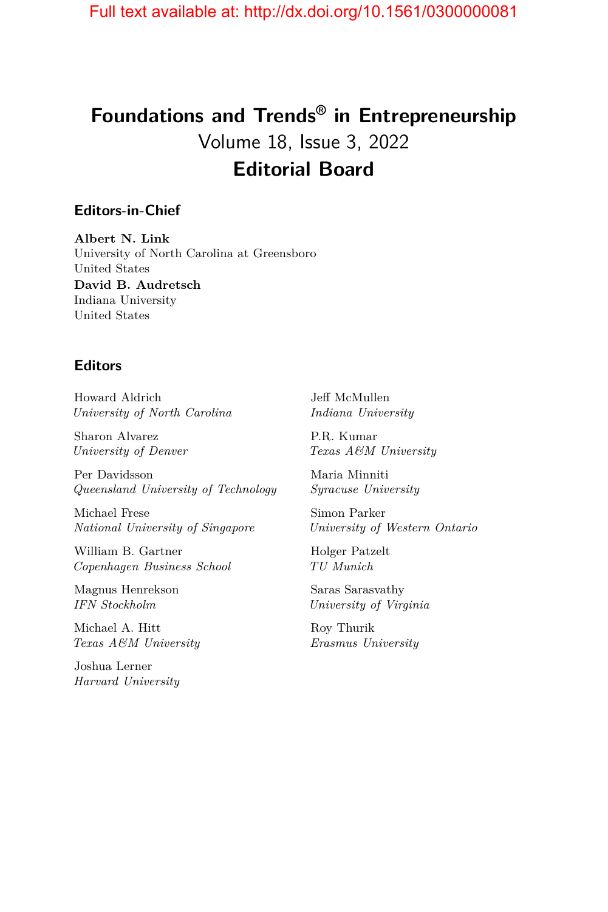# Foundations and Trends® in Entrepreneurship

Volume 18, Issue 3, 2022

## Editorial Board

### Editors-in-Chief

**Albert N. Link**
University of North Carolina at Greensboro
United States

**David B. Audretsch**
Indiana University
United States

### Editors

Howard Aldrich
*University of North Carolina*

Sharon Alvarez
*University of Denver*

Per Davidsson
*Queensland University of Technology*

Michael Frese
*National University of Singapore*

William B. Gartner
*Copenhagen Business School*

Magnus Henrekson
*IFN Stockholm*

Michael A. Hitt
*Texas A&M University*

Joshua Lerner
*Harvard University*

Jeff McMullen
*Indiana University*

P.R. Kumar
*Texas A&M University*

Maria Minniti
*Syracuse University*

Simon Parker
*University of Western Ontario*

Holger Patzelt
*TU Munich*

Saras Sarasvathy
*University of Virginia*

Roy Thurik
*Erasmus University*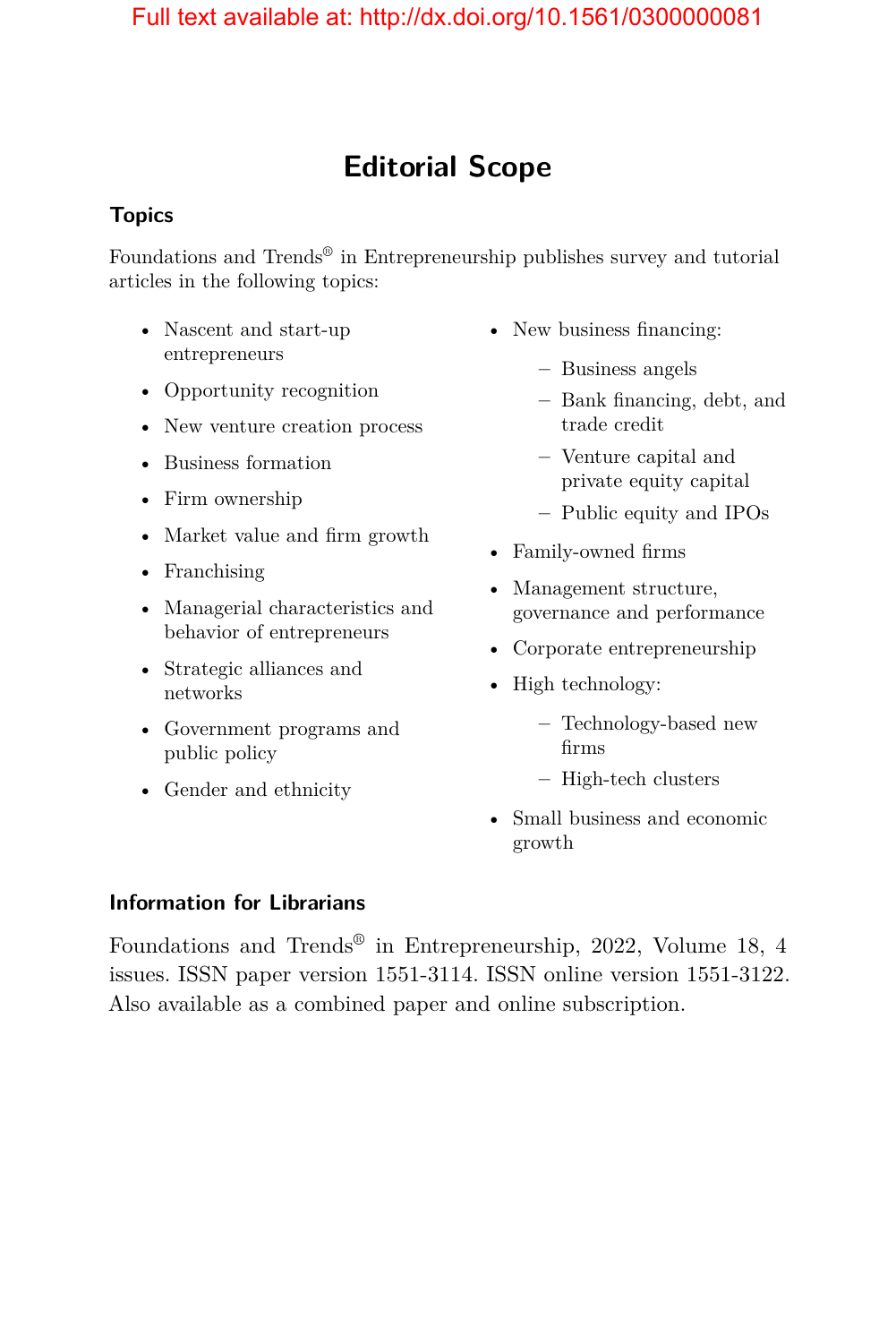Full text available at: http://dx.doi.org/10.1561/0300000081

# Editorial Scope

## Topics

Foundations and Trends® in Entrepreneurship publishes survey and tutorial articles in the following topics:

- Nascent and start-up entrepreneurs
- Opportunity recognition
- New venture creation process
- Business formation
- Firm ownership
- Market value and firm growth
- Franchising
- Managerial characteristics and behavior of entrepreneurs
- Strategic alliances and networks
- Government programs and public policy
- Gender and ethnicity
- New business financing:
  - Business angels
  - Bank financing, debt, and trade credit
  - Venture capital and private equity capital
  - Public equity and IPOs
- Family-owned firms
- Management structure, governance and performance
- Corporate entrepreneurship
- High technology:
  - Technology-based new firms
  - High-tech clusters
- Small business and economic growth

## Information for Librarians

Foundations and Trends® in Entrepreneurship, 2022, Volume 18, 4 issues. ISSN paper version 1551-3114. ISSN online version 1551-3122. Also available as a combined paper and online subscription.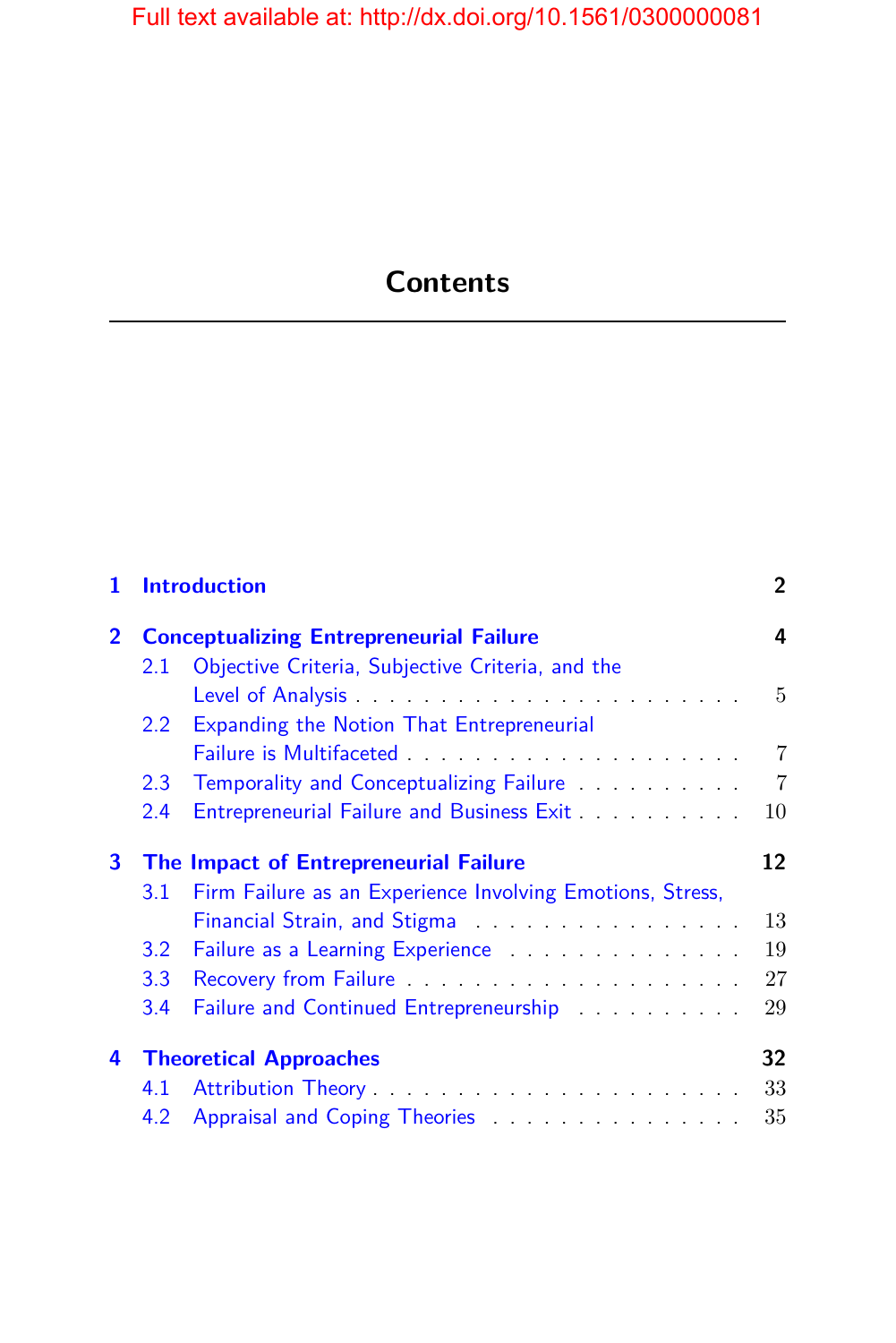# Contents

**1 Introduction** **2**

**2 Conceptualizing Entrepreneurial Failure** **4**

- 2.1 Objective Criteria, Subjective Criteria, and the Level of Analysis . . . . . 5
- 2.2 Expanding the Notion That Entrepreneurial Failure is Multifaceted . . . . . 7
- 2.3 Temporality and Conceptualizing Failure . . . . . 7
- 2.4 Entrepreneurial Failure and Business Exit . . . . . 10

**3 The Impact of Entrepreneurial Failure** **12**

- 3.1 Firm Failure as an Experience Involving Emotions, Stress, Financial Strain, and Stigma . . . . . 13
- 3.2 Failure as a Learning Experience . . . . . 19
- 3.3 Recovery from Failure . . . . . 27
- 3.4 Failure and Continued Entrepreneurship . . . . . 29

**4 Theoretical Approaches** **32**

- 4.1 Attribution Theory . . . . . 33
- 4.2 Appraisal and Coping Theories . . . . . 35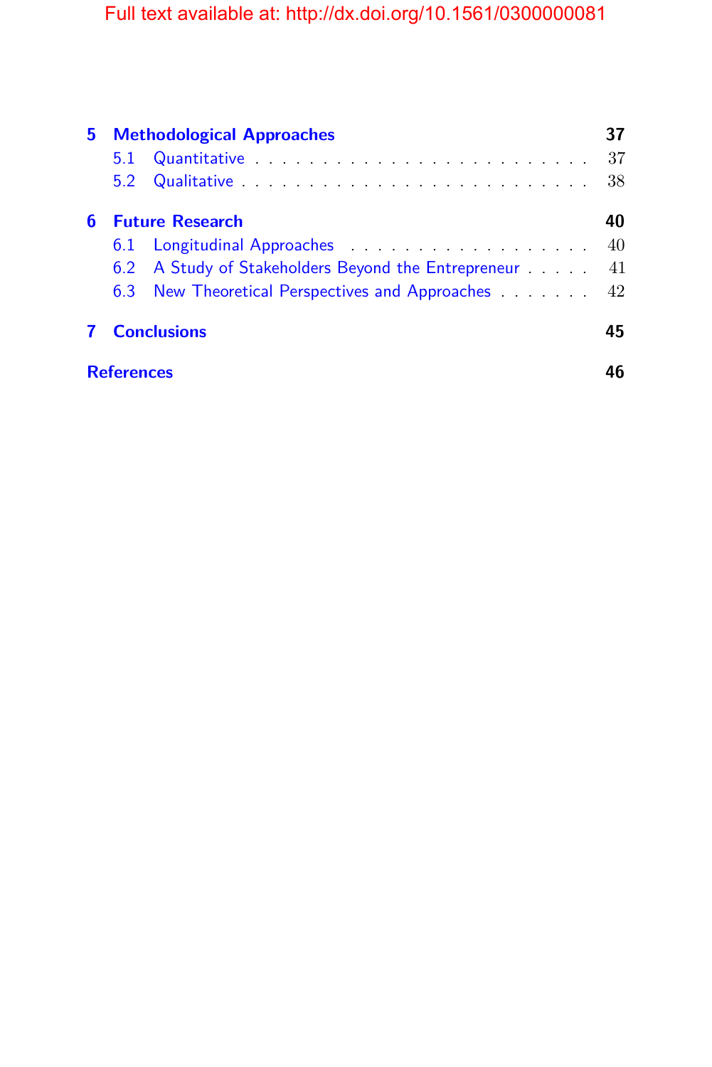| | | |
|---|---|---|
| **5** | **Methodological Approaches** | **37** |
| 5.1 | Quantitative | 37 |
| 5.2 | Qualitative | 38 |
| **6** | **Future Research** | **40** |
| 6.1 | Longitudinal Approaches | 40 |
| 6.2 | A Study of Stakeholders Beyond the Entrepreneur | 41 |
| 6.3 | New Theoretical Perspectives and Approaches | 42 |
| **7** | **Conclusions** | **45** |
| | **References** | **46** |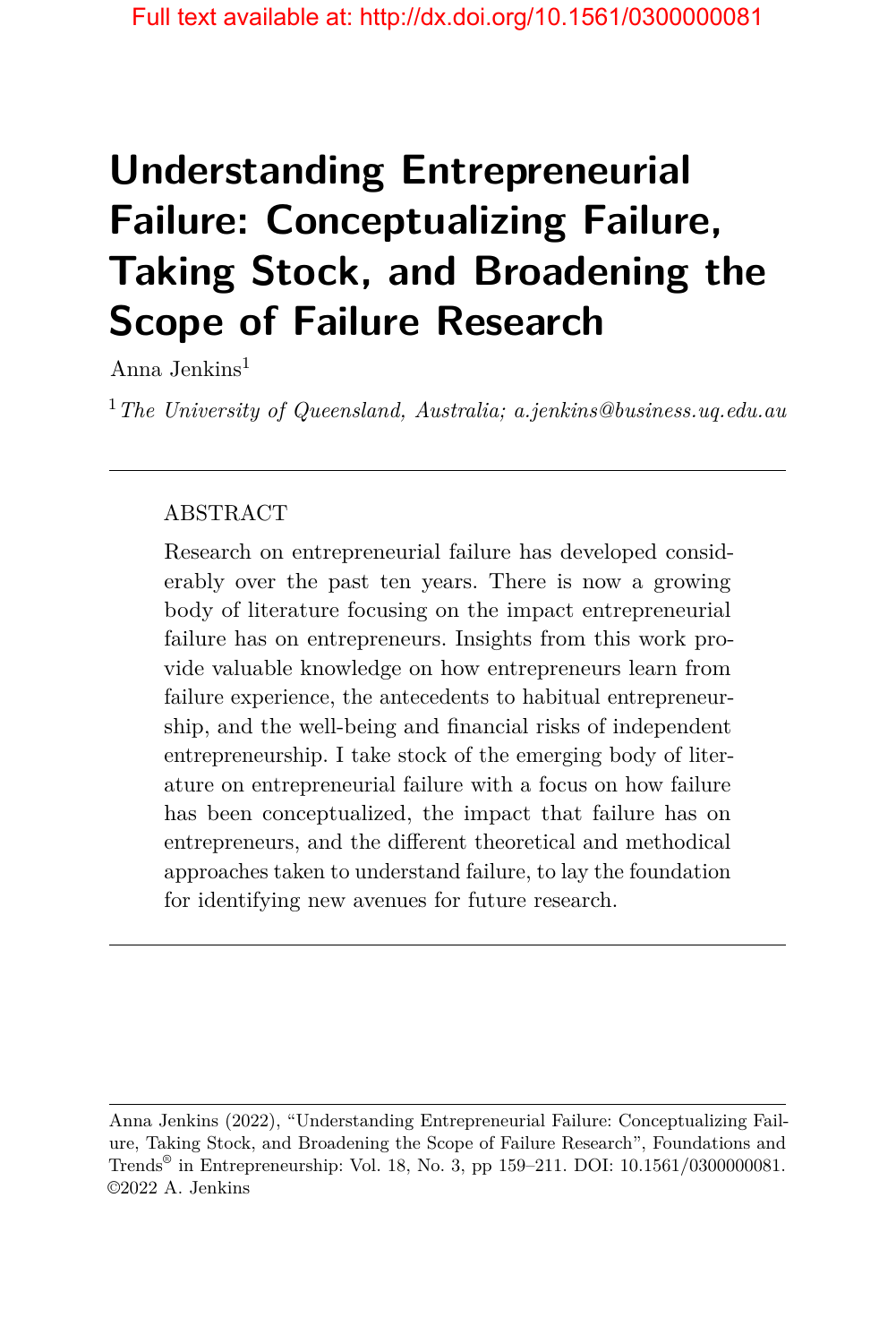Full text available at: http://dx.doi.org/10.1561/0300000081

# Understanding Entrepreneurial Failure: Conceptualizing Failure, Taking Stock, and Broadening the Scope of Failure Research

Anna Jenkins[1]

[1] *The University of Queensland, Australia; a.jenkins@business.uq.edu.au*

---

ABSTRACT

Research on entrepreneurial failure has developed considerably over the past ten years. There is now a growing body of literature focusing on the impact entrepreneurial failure has on entrepreneurs. Insights from this work provide valuable knowledge on how entrepreneurs learn from failure experience, the antecedents to habitual entrepreneurship, and the well-being and financial risks of independent entrepreneurship. I take stock of the emerging body of literature on entrepreneurial failure with a focus on how failure has been conceptualized, the impact that failure has on entrepreneurs, and the different theoretical and methodical approaches taken to understand failure, to lay the foundation for identifying new avenues for future research.

---

Anna Jenkins (2022), "Understanding Entrepreneurial Failure: Conceptualizing Failure, Taking Stock, and Broadening the Scope of Failure Research", Foundations and Trends® in Entrepreneurship: Vol. 18, No. 3, pp 159–211. DOI: 10.1561/0300000081.
©2022 A. Jenkins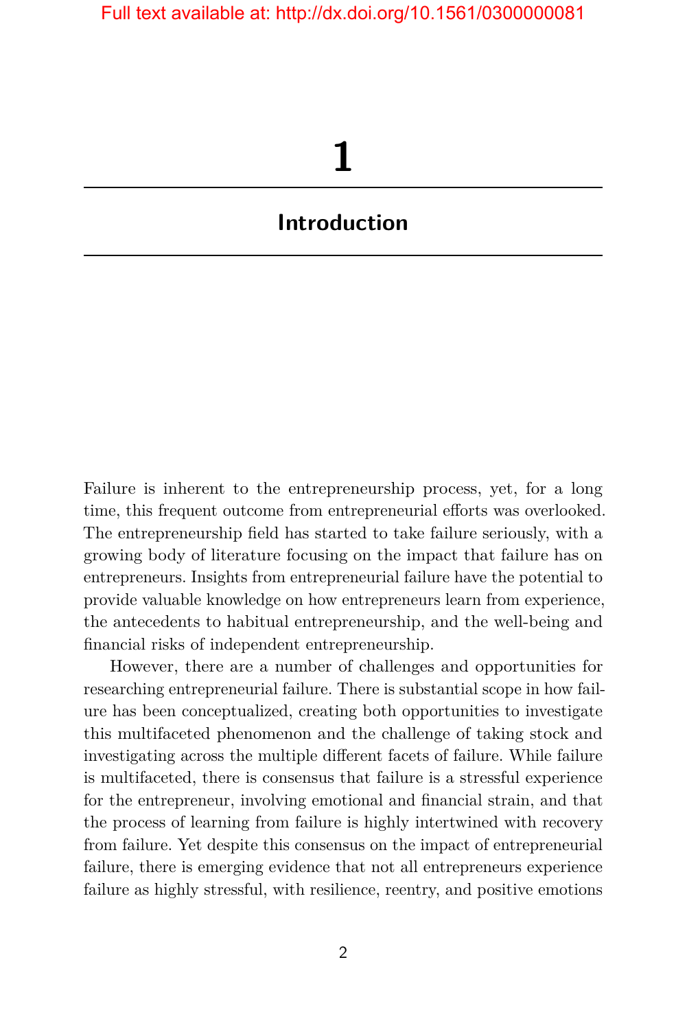# 1

# Introduction

Failure is inherent to the entrepreneurship process, yet, for a long time, this frequent outcome from entrepreneurial efforts was overlooked. The entrepreneurship field has started to take failure seriously, with a growing body of literature focusing on the impact that failure has on entrepreneurs. Insights from entrepreneurial failure have the potential to provide valuable knowledge on how entrepreneurs learn from experience, the antecedents to habitual entrepreneurship, and the well-being and financial risks of independent entrepreneurship.

However, there are a number of challenges and opportunities for researching entrepreneurial failure. There is substantial scope in how failure has been conceptualized, creating both opportunities to investigate this multifaceted phenomenon and the challenge of taking stock and investigating across the multiple different facets of failure. While failure is multifaceted, there is consensus that failure is a stressful experience for the entrepreneur, involving emotional and financial strain, and that the process of learning from failure is highly intertwined with recovery from failure. Yet despite this consensus on the impact of entrepreneurial failure, there is emerging evidence that not all entrepreneurs experience failure as highly stressful, with resilience, reentry, and positive emotions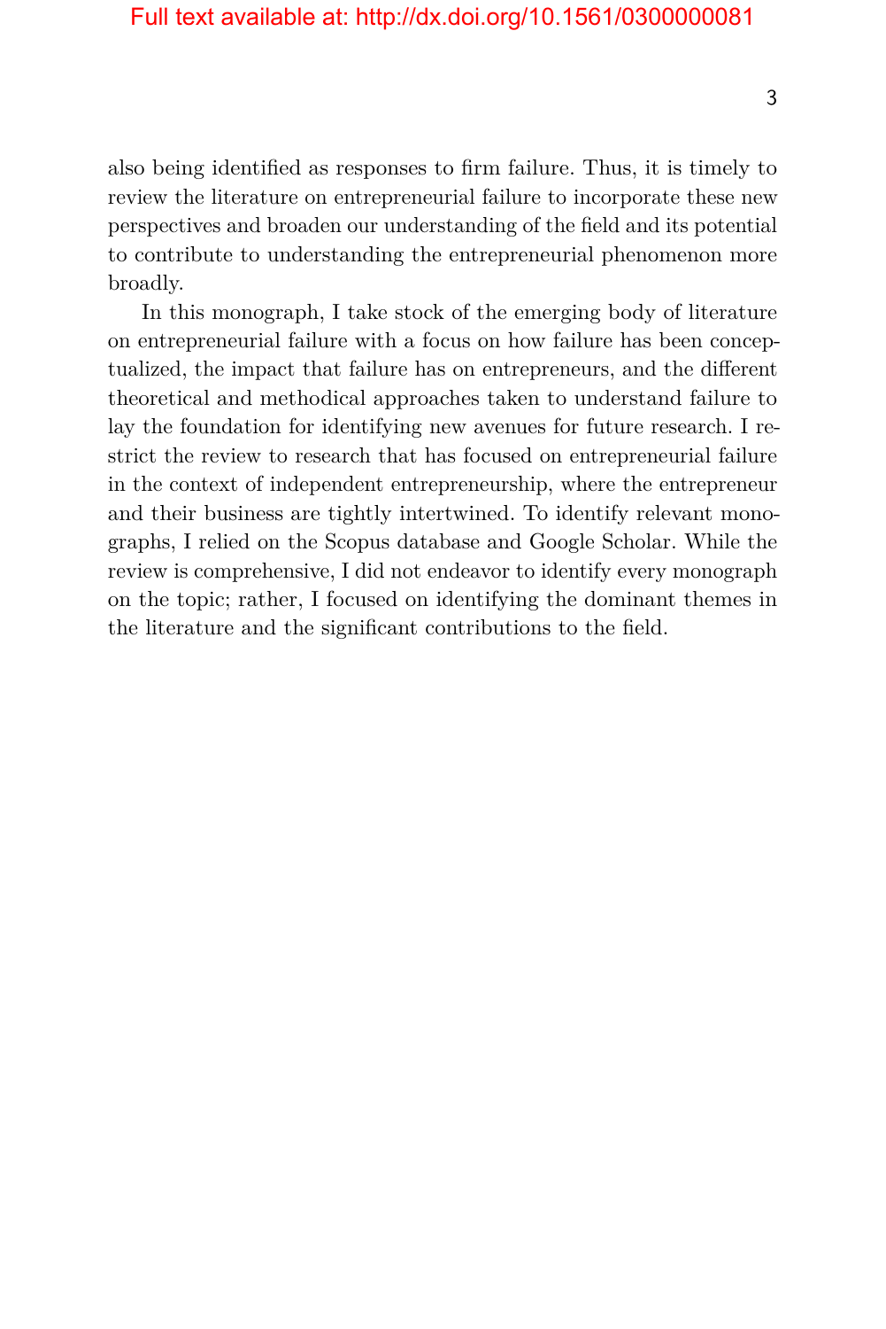also being identified as responses to firm failure. Thus, it is timely to review the literature on entrepreneurial failure to incorporate these new perspectives and broaden our understanding of the field and its potential to contribute to understanding the entrepreneurial phenomenon more broadly.

In this monograph, I take stock of the emerging body of literature on entrepreneurial failure with a focus on how failure has been conceptualized, the impact that failure has on entrepreneurs, and the different theoretical and methodical approaches taken to understand failure to lay the foundation for identifying new avenues for future research. I restrict the review to research that has focused on entrepreneurial failure in the context of independent entrepreneurship, where the entrepreneur and their business are tightly intertwined. To identify relevant monographs, I relied on the Scopus database and Google Scholar. While the review is comprehensive, I did not endeavor to identify every monograph on the topic; rather, I focused on identifying the dominant themes in the literature and the significant contributions to the field.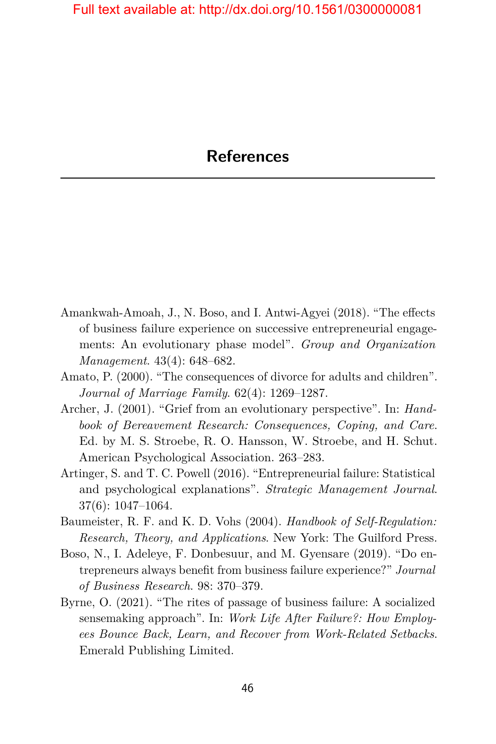# References

Amankwah-Amoah, J., N. Boso, and I. Antwi-Agyei (2018). “The effects of business failure experience on successive entrepreneurial engagements: An evolutionary phase model”. *Group and Organization Management*. 43(4): 648–682.

Amato, P. (2000). “The consequences of divorce for adults and children”. *Journal of Marriage Family*. 62(4): 1269–1287.

Archer, J. (2001). “Grief from an evolutionary perspective”. In: *Handbook of Bereavement Research: Consequences, Coping, and Care*. Ed. by M. S. Stroebe, R. O. Hansson, W. Stroebe, and H. Schut. American Psychological Association. 263–283.

Artinger, S. and T. C. Powell (2016). “Entrepreneurial failure: Statistical and psychological explanations”. *Strategic Management Journal*. 37(6): 1047–1064.

Baumeister, R. F. and K. D. Vohs (2004). *Handbook of Self-Regulation: Research, Theory, and Applications*. New York: The Guilford Press.

Boso, N., I. Adeleye, F. Donbesuur, and M. Gyensare (2019). “Do entrepreneurs always benefit from business failure experience?” *Journal of Business Research*. 98: 370–379.

Byrne, O. (2021). “The rites of passage of business failure: A socialized sensemaking approach”. In: *Work Life After Failure?: How Employees Bounce Back, Learn, and Recover from Work-Related Setbacks*. Emerald Publishing Limited.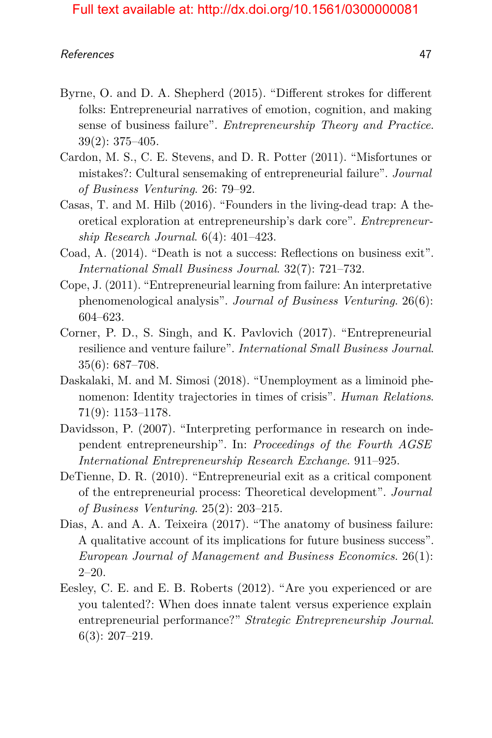Byrne, O. and D. A. Shepherd (2015). "Different strokes for different folks: Entrepreneurial narratives of emotion, cognition, and making sense of business failure". *Entrepreneurship Theory and Practice*. 39(2): 375–405.

Cardon, M. S., C. E. Stevens, and D. R. Potter (2011). "Misfortunes or mistakes?: Cultural sensemaking of entrepreneurial failure". *Journal of Business Venturing*. 26: 79–92.

Casas, T. and M. Hilb (2016). "Founders in the living-dead trap: A theoretical exploration at entrepreneurship's dark core". *Entrepreneurship Research Journal*. 6(4): 401–423.

Coad, A. (2014). "Death is not a success: Reflections on business exit". *International Small Business Journal*. 32(7): 721–732.

Cope, J. (2011). "Entrepreneurial learning from failure: An interpretative phenomenological analysis". *Journal of Business Venturing*. 26(6): 604–623.

Corner, P. D., S. Singh, and K. Pavlovich (2017). "Entrepreneurial resilience and venture failure". *International Small Business Journal*. 35(6): 687–708.

Daskalaki, M. and M. Simosi (2018). "Unemployment as a liminoid phenomenon: Identity trajectories in times of crisis". *Human Relations*. 71(9): 1153–1178.

Davidsson, P. (2007). "Interpreting performance in research on independent entrepreneurship". In: *Proceedings of the Fourth AGSE International Entrepreneurship Research Exchange*. 911–925.

DeTienne, D. R. (2010). "Entrepreneurial exit as a critical component of the entrepreneurial process: Theoretical development". *Journal of Business Venturing*. 25(2): 203–215.

Dias, A. and A. A. Teixeira (2017). "The anatomy of business failure: A qualitative account of its implications for future business success". *European Journal of Management and Business Economics*. 26(1): 2–20.

Eesley, C. E. and E. B. Roberts (2012). "Are you experienced or are you talented?: When does innate talent versus experience explain entrepreneurial performance?" *Strategic Entrepreneurship Journal*. 6(3): 207–219.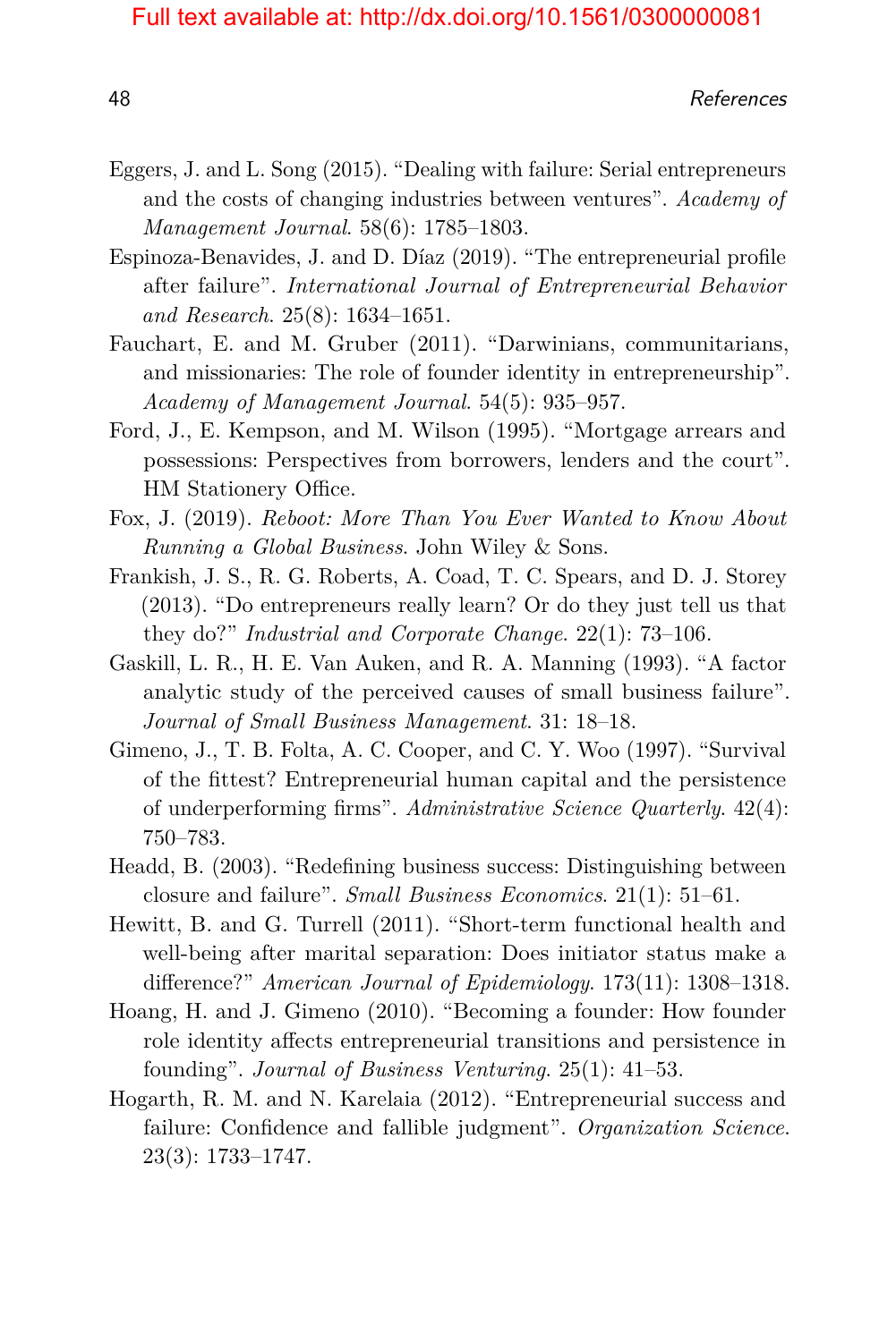Eggers, J. and L. Song (2015). "Dealing with failure: Serial entrepreneurs and the costs of changing industries between ventures". *Academy of Management Journal*. 58(6): 1785–1803.

Espinoza-Benavides, J. and D. Díaz (2019). "The entrepreneurial profile after failure". *International Journal of Entrepreneurial Behavior and Research*. 25(8): 1634–1651.

Fauchart, E. and M. Gruber (2011). "Darwinians, communitarians, and missionaries: The role of founder identity in entrepreneurship". *Academy of Management Journal*. 54(5): 935–957.

Ford, J., E. Kempson, and M. Wilson (1995). "Mortgage arrears and possessions: Perspectives from borrowers, lenders and the court". HM Stationery Office.

Fox, J. (2019). *Reboot: More Than You Ever Wanted to Know About Running a Global Business*. John Wiley & Sons.

Frankish, J. S., R. G. Roberts, A. Coad, T. C. Spears, and D. J. Storey (2013). "Do entrepreneurs really learn? Or do they just tell us that they do?" *Industrial and Corporate Change*. 22(1): 73–106.

Gaskill, L. R., H. E. Van Auken, and R. A. Manning (1993). "A factor analytic study of the perceived causes of small business failure". *Journal of Small Business Management*. 31: 18–18.

Gimeno, J., T. B. Folta, A. C. Cooper, and C. Y. Woo (1997). "Survival of the fittest? Entrepreneurial human capital and the persistence of underperforming firms". *Administrative Science Quarterly*. 42(4): 750–783.

Headd, B. (2003). "Redefining business success: Distinguishing between closure and failure". *Small Business Economics*. 21(1): 51–61.

Hewitt, B. and G. Turrell (2011). "Short-term functional health and well-being after marital separation: Does initiator status make a difference?" *American Journal of Epidemiology*. 173(11): 1308–1318.

Hoang, H. and J. Gimeno (2010). "Becoming a founder: How founder role identity affects entrepreneurial transitions and persistence in founding". *Journal of Business Venturing*. 25(1): 41–53.

Hogarth, R. M. and N. Karelaia (2012). "Entrepreneurial success and failure: Confidence and fallible judgment". *Organization Science*. 23(3): 1733–1747.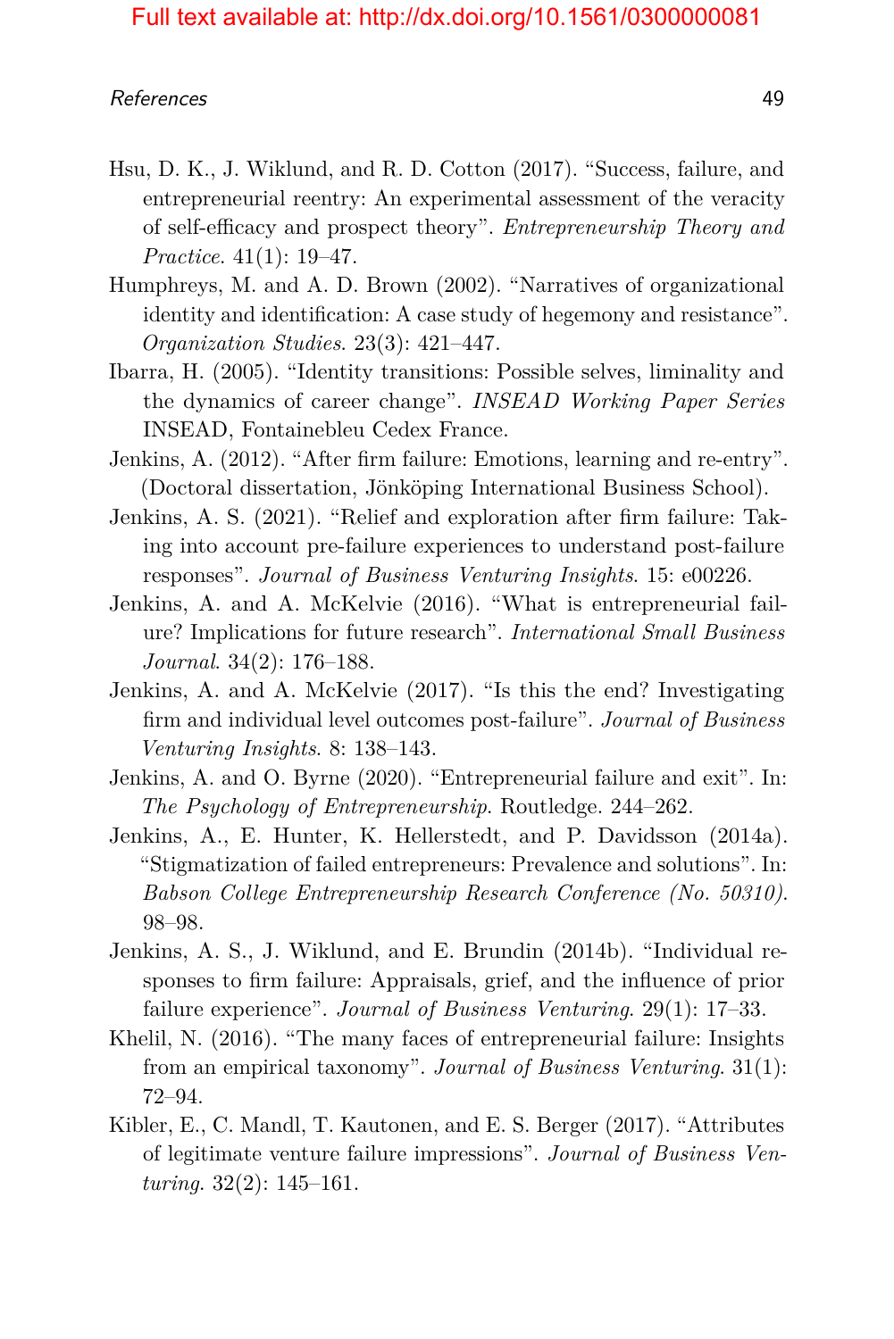Hsu, D. K., J. Wiklund, and R. D. Cotton (2017). "Success, failure, and entrepreneurial reentry: An experimental assessment of the veracity of self-efficacy and prospect theory". *Entrepreneurship Theory and Practice*. 41(1): 19–47.

Humphreys, M. and A. D. Brown (2002). "Narratives of organizational identity and identification: A case study of hegemony and resistance". *Organization Studies*. 23(3): 421–447.

Ibarra, H. (2005). "Identity transitions: Possible selves, liminality and the dynamics of career change". *INSEAD Working Paper Series* INSEAD, Fontainebleu Cedex France.

Jenkins, A. (2012). "After firm failure: Emotions, learning and re-entry". (Doctoral dissertation, Jönköping International Business School).

Jenkins, A. S. (2021). "Relief and exploration after firm failure: Taking into account pre-failure experiences to understand post-failure responses". *Journal of Business Venturing Insights*. 15: e00226.

Jenkins, A. and A. McKelvie (2016). "What is entrepreneurial failure? Implications for future research". *International Small Business Journal*. 34(2): 176–188.

Jenkins, A. and A. McKelvie (2017). "Is this the end? Investigating firm and individual level outcomes post-failure". *Journal of Business Venturing Insights*. 8: 138–143.

Jenkins, A. and O. Byrne (2020). "Entrepreneurial failure and exit". In: *The Psychology of Entrepreneurship*. Routledge. 244–262.

Jenkins, A., E. Hunter, K. Hellerstedt, and P. Davidsson (2014a). "Stigmatization of failed entrepreneurs: Prevalence and solutions". In: *Babson College Entrepreneurship Research Conference (No. 50310)*. 98–98.

Jenkins, A. S., J. Wiklund, and E. Brundin (2014b). "Individual responses to firm failure: Appraisals, grief, and the influence of prior failure experience". *Journal of Business Venturing*. 29(1): 17–33.

Khelil, N. (2016). "The many faces of entrepreneurial failure: Insights from an empirical taxonomy". *Journal of Business Venturing*. 31(1): 72–94.

Kibler, E., C. Mandl, T. Kautonen, and E. S. Berger (2017). "Attributes of legitimate venture failure impressions". *Journal of Business Venturing*. 32(2): 145–161.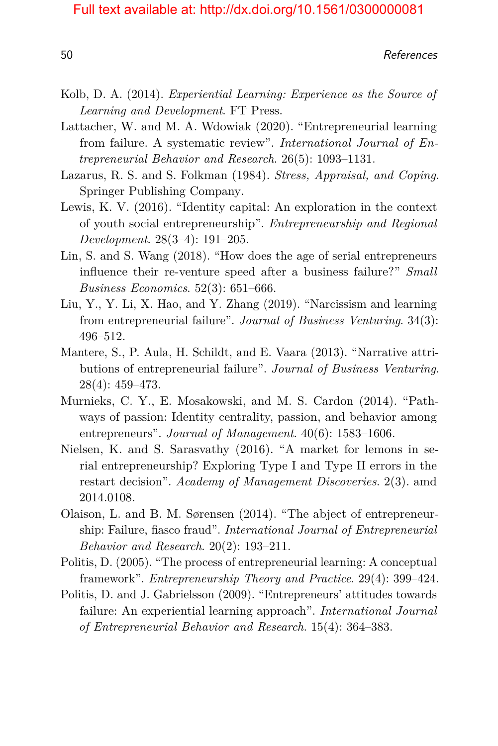Kolb, D. A. (2014). *Experiential Learning: Experience as the Source of Learning and Development*. FT Press.

Lattacher, W. and M. A. Wdowiak (2020). "Entrepreneurial learning from failure. A systematic review". *International Journal of Entrepreneurial Behavior and Research*. 26(5): 1093–1131.

Lazarus, R. S. and S. Folkman (1984). *Stress, Appraisal, and Coping*. Springer Publishing Company.

Lewis, K. V. (2016). "Identity capital: An exploration in the context of youth social entrepreneurship". *Entrepreneurship and Regional Development*. 28(3–4): 191–205.

Lin, S. and S. Wang (2018). "How does the age of serial entrepreneurs influence their re-venture speed after a business failure?" *Small Business Economics*. 52(3): 651–666.

Liu, Y., Y. Li, X. Hao, and Y. Zhang (2019). "Narcissism and learning from entrepreneurial failure". *Journal of Business Venturing*. 34(3): 496–512.

Mantere, S., P. Aula, H. Schildt, and E. Vaara (2013). "Narrative attributions of entrepreneurial failure". *Journal of Business Venturing*. 28(4): 459–473.

Murnieks, C. Y., E. Mosakowski, and M. S. Cardon (2014). "Pathways of passion: Identity centrality, passion, and behavior among entrepreneurs". *Journal of Management*. 40(6): 1583–1606.

Nielsen, K. and S. Sarasvathy (2016). "A market for lemons in serial entrepreneurship? Exploring Type I and Type II errors in the restart decision". *Academy of Management Discoveries*. 2(3). amd 2014.0108.

Olaison, L. and B. M. Sørensen (2014). "The abject of entrepreneurship: Failure, fiasco fraud". *International Journal of Entrepreneurial Behavior and Research*. 20(2): 193–211.

Politis, D. (2005). "The process of entrepreneurial learning: A conceptual framework". *Entrepreneurship Theory and Practice*. 29(4): 399–424.

Politis, D. and J. Gabrielsson (2009). "Entrepreneurs' attitudes towards failure: An experiential learning approach". *International Journal of Entrepreneurial Behavior and Research*. 15(4): 364–383.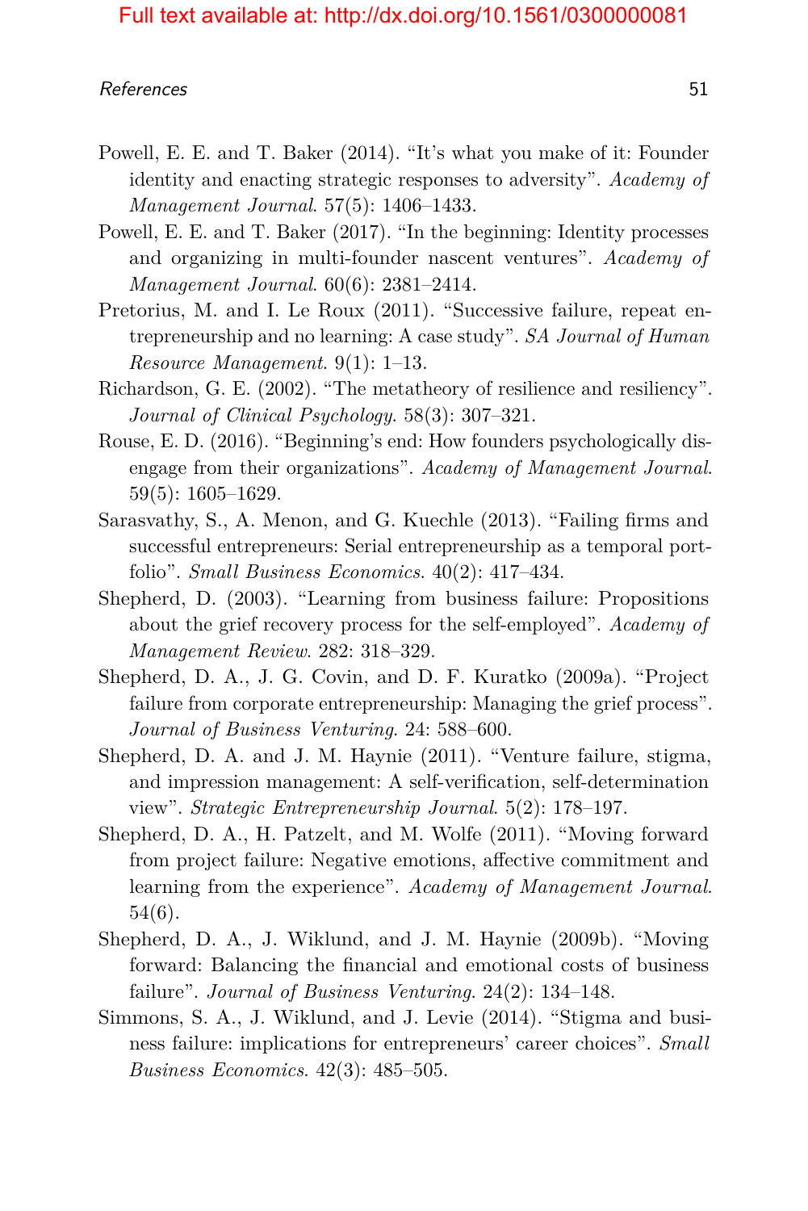Powell, E. E. and T. Baker (2014). “It’s what you make of it: Founder identity and enacting strategic responses to adversity”. *Academy of Management Journal*. 57(5): 1406–1433.

Powell, E. E. and T. Baker (2017). “In the beginning: Identity processes and organizing in multi-founder nascent ventures”. *Academy of Management Journal*. 60(6): 2381–2414.

Pretorius, M. and I. Le Roux (2011). “Successive failure, repeat entrepreneurship and no learning: A case study”. *SA Journal of Human Resource Management*. 9(1): 1–13.

Richardson, G. E. (2002). “The metatheory of resilience and resiliency”. *Journal of Clinical Psychology*. 58(3): 307–321.

Rouse, E. D. (2016). “Beginning’s end: How founders psychologically disengage from their organizations”. *Academy of Management Journal*. 59(5): 1605–1629.

Sarasvathy, S., A. Menon, and G. Kuechle (2013). “Failing firms and successful entrepreneurs: Serial entrepreneurship as a temporal portfolio”. *Small Business Economics*. 40(2): 417–434.

Shepherd, D. (2003). “Learning from business failure: Propositions about the grief recovery process for the self-employed”. *Academy of Management Review*. 282: 318–329.

Shepherd, D. A., J. G. Covin, and D. F. Kuratko (2009a). “Project failure from corporate entrepreneurship: Managing the grief process”. *Journal of Business Venturing*. 24: 588–600.

Shepherd, D. A. and J. M. Haynie (2011). “Venture failure, stigma, and impression management: A self-verification, self-determination view”. *Strategic Entrepreneurship Journal*. 5(2): 178–197.

Shepherd, D. A., H. Patzelt, and M. Wolfe (2011). “Moving forward from project failure: Negative emotions, affective commitment and learning from the experience”. *Academy of Management Journal*. 54(6).

Shepherd, D. A., J. Wiklund, and J. M. Haynie (2009b). “Moving forward: Balancing the financial and emotional costs of business failure”. *Journal of Business Venturing*. 24(2): 134–148.

Simmons, S. A., J. Wiklund, and J. Levie (2014). “Stigma and business failure: implications for entrepreneurs’ career choices”. *Small Business Economics*. 42(3): 485–505.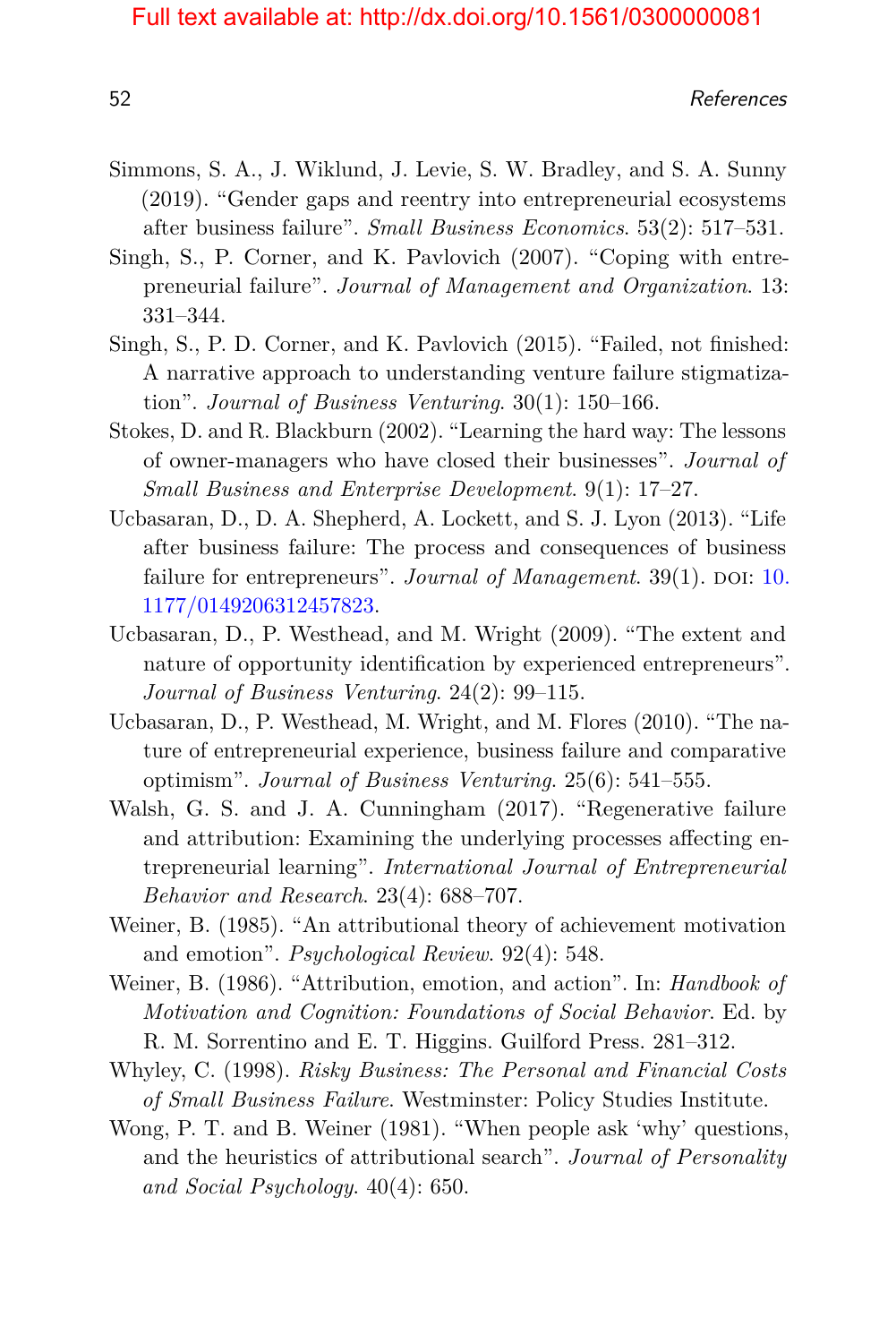Simmons, S. A., J. Wiklund, J. Levie, S. W. Bradley, and S. A. Sunny (2019). "Gender gaps and reentry into entrepreneurial ecosystems after business failure". *Small Business Economics*. 53(2): 517–531.

Singh, S., P. Corner, and K. Pavlovich (2007). "Coping with entrepreneurial failure". *Journal of Management and Organization*. 13: 331–344.

Singh, S., P. D. Corner, and K. Pavlovich (2015). "Failed, not finished: A narrative approach to understanding venture failure stigmatization". *Journal of Business Venturing*. 30(1): 150–166.

Stokes, D. and R. Blackburn (2002). "Learning the hard way: The lessons of owner-managers who have closed their businesses". *Journal of Small Business and Enterprise Development*. 9(1): 17–27.

Ucbasaran, D., D. A. Shepherd, A. Lockett, and S. J. Lyon (2013). "Life after business failure: The process and consequences of business failure for entrepreneurs". *Journal of Management*. 39(1). DOI: 10.1177/0149206312457823.

Ucbasaran, D., P. Westhead, and M. Wright (2009). "The extent and nature of opportunity identification by experienced entrepreneurs". *Journal of Business Venturing*. 24(2): 99–115.

Ucbasaran, D., P. Westhead, M. Wright, and M. Flores (2010). "The nature of entrepreneurial experience, business failure and comparative optimism". *Journal of Business Venturing*. 25(6): 541–555.

Walsh, G. S. and J. A. Cunningham (2017). "Regenerative failure and attribution: Examining the underlying processes affecting entrepreneurial learning". *International Journal of Entrepreneurial Behavior and Research*. 23(4): 688–707.

Weiner, B. (1985). "An attributional theory of achievement motivation and emotion". *Psychological Review*. 92(4): 548.

Weiner, B. (1986). "Attribution, emotion, and action". In: *Handbook of Motivation and Cognition: Foundations of Social Behavior*. Ed. by R. M. Sorrentino and E. T. Higgins. Guilford Press. 281–312.

Whyley, C. (1998). *Risky Business: The Personal and Financial Costs of Small Business Failure*. Westminster: Policy Studies Institute.

Wong, P. T. and B. Weiner (1981). "When people ask 'why' questions, and the heuristics of attributional search". *Journal of Personality and Social Psychology*. 40(4): 650.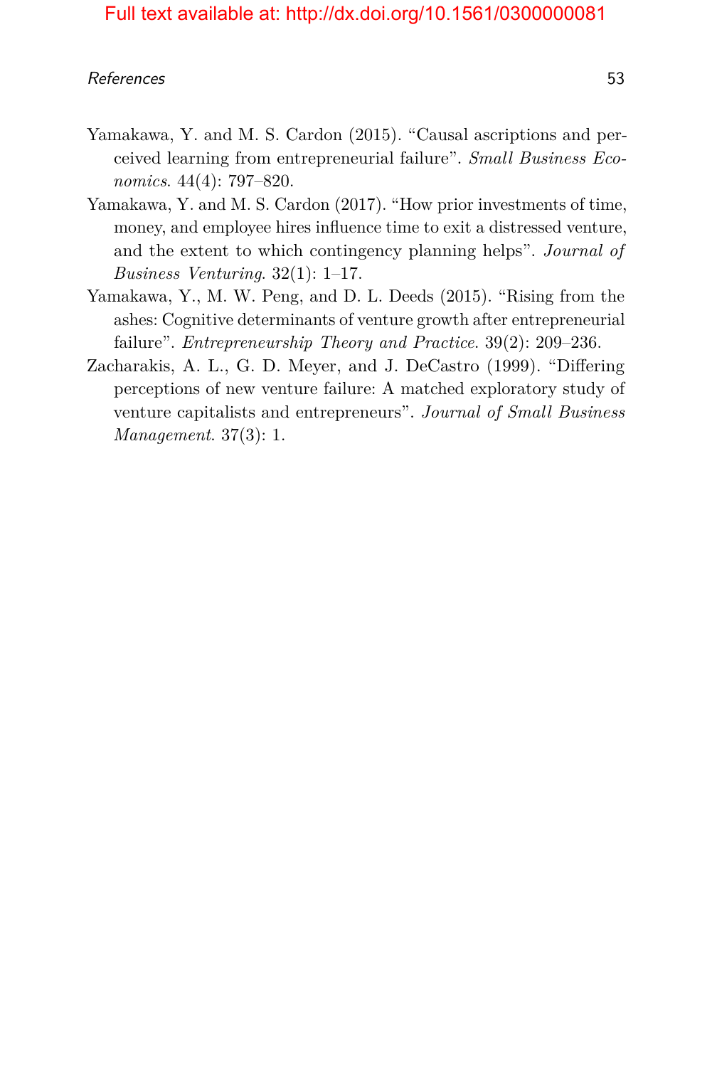Yamakawa, Y. and M. S. Cardon (2015). "Causal ascriptions and perceived learning from entrepreneurial failure". *Small Business Economics*. 44(4): 797–820.

Yamakawa, Y. and M. S. Cardon (2017). "How prior investments of time, money, and employee hires influence time to exit a distressed venture, and the extent to which contingency planning helps". *Journal of Business Venturing*. 32(1): 1–17.

Yamakawa, Y., M. W. Peng, and D. L. Deeds (2015). "Rising from the ashes: Cognitive determinants of venture growth after entrepreneurial failure". *Entrepreneurship Theory and Practice*. 39(2): 209–236.

Zacharakis, A. L., G. D. Meyer, and J. DeCastro (1999). "Differing perceptions of new venture failure: A matched exploratory study of venture capitalists and entrepreneurs". *Journal of Small Business Management*. 37(3): 1.